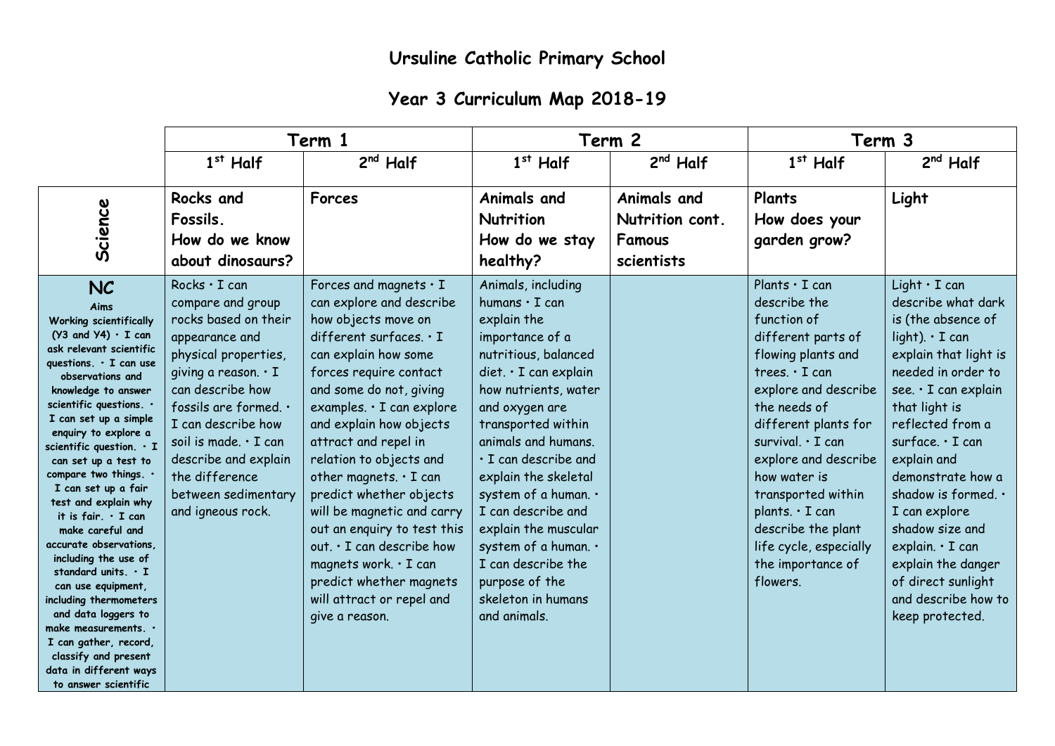# Ursuline Catholic Primary School

## Year 3 Curriculum Map 2018-19

| | Term 1 | | Term 2 | | Term 3 | |
|---|---|---|---|---|---|---|
| | 1st Half | 2nd Half | 1st Half | 2nd Half | 1st Half | 2nd Half |
| **Science** | **Rocks and Fossils. How do we know about dinosaurs?** | **Forces** | **Animals and Nutrition How do we stay healthy?** | **Animals and Nutrition cont. Famous scientists** | **Plants How does your garden grow?** | **Light** |
| **NC** **Aims** **Working scientifically (Y3 and Y4) • I can ask relevant scientific questions. • I can use observations and knowledge to answer scientific questions. • I can set up a simple enquiry to explore a scientific question. • I can set up a test to compare two things. • I can set up a fair test and explain why it is fair. • I can make careful and accurate observations, including the use of standard units. • I can use equipment, including thermometers and data loggers to make measurements. • I can gather, record, classify and present data in different ways to answer scientific** | Rocks • I can compare and group rocks based on their appearance and physical properties, giving a reason. • I can describe how fossils are formed. • I can describe how soil is made. • I can describe and explain the difference between sedimentary and igneous rock. | Forces and magnets • I can explore and describe how objects move on different surfaces. • I can explain how some forces require contact and some do not, giving examples. • I can explore and explain how objects attract and repel in relation to objects and other magnets. • I can predict whether objects will be magnetic and carry out an enquiry to test this out. • I can describe how magnets work. • I can predict whether magnets will attract or repel and give a reason. | Animals, including humans • I can explain the importance of a nutritious, balanced diet. • I can explain how nutrients, water and oxygen are transported within animals and humans. • I can describe and explain the skeletal system of a human. • I can describe and explain the muscular system of a human. • I can describe the purpose of the skeleton in humans and animals. | | Plants • I can describe the function of different parts of flowing plants and trees. • I can explore and describe the needs of different plants for survival. • I can explore and describe how water is transported within plants. • I can describe the plant life cycle, especially the importance of flowers. | Light • I can describe what dark is (the absence of light). • I can explain that light is needed in order to see. • I can explain that light is reflected from a surface. • I can explain and demonstrate how a shadow is formed. • I can explore shadow size and explain. • I can explain the danger of direct sunlight and describe how to keep protected. |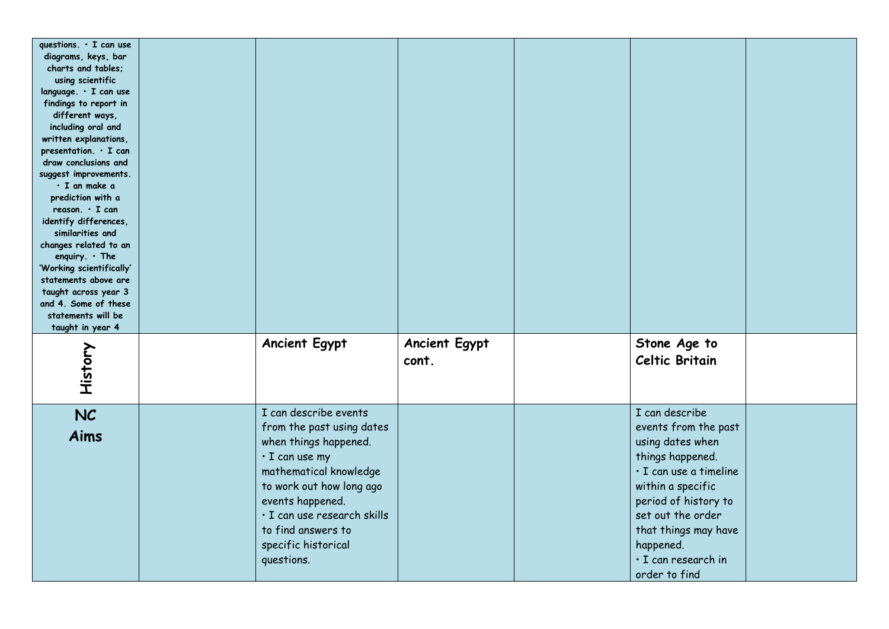| questions. • I can use diagrams, keys, bar charts and tables; using scientific language. • I can use findings to report in different ways, including oral and written explanations, presentation. • I can draw conclusions and suggest improvements. • I an make a prediction with a reason. • I can identify differences, similarities and changes related to an enquiry. • The 'Working scientifically' statements above are taught across year 3 and 4. Some of these statements will be taught in year 4 | | | | | | |
|---|---|---|---|---|---|---|
| **History** | | **Ancient Egypt** | **Ancient Egypt cont.** | | **Stone Age to Celtic Britain** | |
| **NC Aims** | | I can describe events from the past using dates when things happened.<br>• I can use my mathematical knowledge to work out how long ago events happened.<br>• I can use research skills to find answers to specific historical questions. | | | I can describe events from the past using dates when things happened.<br>• I can use a timeline within a specific period of history to set out the order that things may have happened.<br>• I can research in order to find | |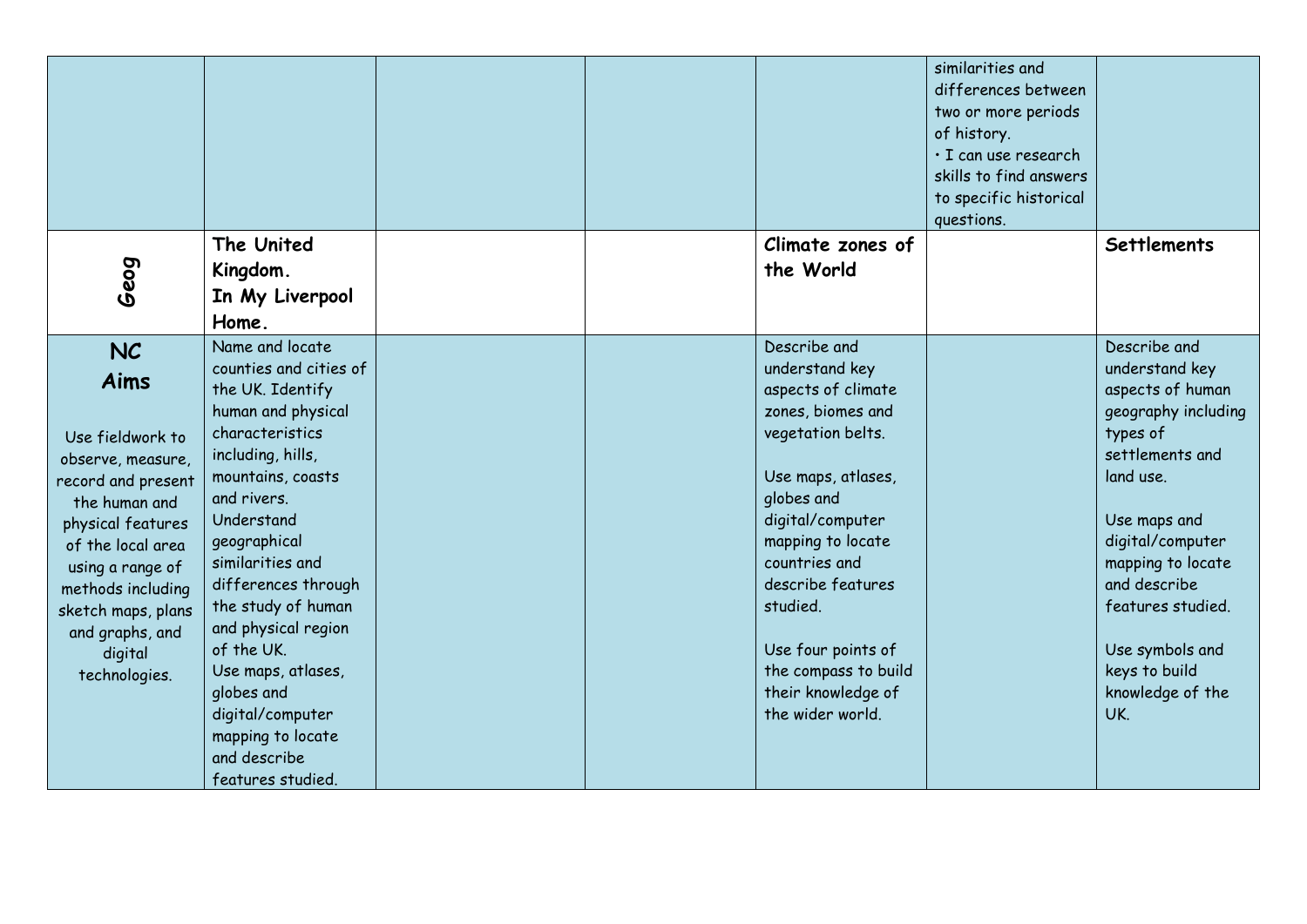| | | | | | | |
|---|---|---|---|---|---|---|
| | | | | | similarities and differences between two or more periods of history.<br>• I can use research skills to find answers to specific historical questions. | |
| **Geog** | **The United Kingdom. In My Liverpool Home.** | | | **Climate zones of the World** | | **Settlements** |
| **NC Aims**<br><br>Use fieldwork to observe, measure, record and present the human and physical features of the local area using a range of methods including sketch maps, plans and graphs, and digital technologies. | Name and locate counties and cities of the UK. Identify human and physical characteristics including, hills, mountains, coasts and rivers.<br>Understand geographical similarities and differences through the study of human and physical region of the UK.<br>Use maps, atlases, globes and digital/computer mapping to locate and describe features studied. | | | Describe and understand key aspects of climate zones, biomes and vegetation belts.<br><br>Use maps, atlases, globes and digital/computer mapping to locate countries and describe features studied.<br><br>Use four points of the compass to build their knowledge of the wider world. | | Describe and understand key aspects of human geography including types of settlements and land use.<br><br>Use maps and digital/computer mapping to locate and describe features studied.<br><br>Use symbols and keys to build knowledge of the UK. |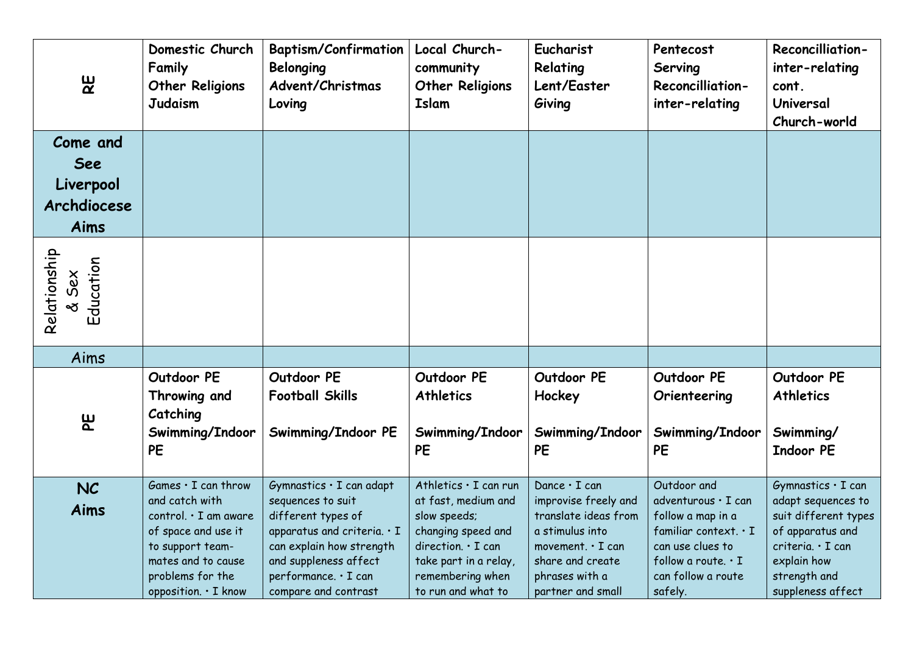| | | | | | | |
|---|---|---|---|---|---|---|
| **RE** | **Domestic Church Family Other Religions Judaism** | **Baptism/Confirmation Belonging Advent/Christmas Loving** | **Local Church-community Other Religions Islam** | **Eucharist Relating Lent/Easter Giving** | **Pentecost Serving Reconcilliation-inter-relating** | **Reconcilliation-inter-relating cont. Universal Church-world** |
| **Come and See Liverpool Archdiocese Aims** | | | | | | |
| Relationship & Sex Education | | | | | | |
| Aims | | | | | | |
| **PE** | **Outdoor PE Throwing and Catching Swimming/Indoor PE** | **Outdoor PE Football Skills Swimming/Indoor PE** | **Outdoor PE Athletics Swimming/Indoor PE** | **Outdoor PE Hockey Swimming/Indoor PE** | **Outdoor PE Orienteering Swimming/Indoor PE** | **Outdoor PE Athletics Swimming/ Indoor PE** |
| **NC Aims** | Games • I can throw and catch with control. • I am aware of space and use it to support team-mates and to cause problems for the opposition. • I know | Gymnastics • I can adapt sequences to suit different types of apparatus and criteria. • I can explain how strength and suppleness affect performance. • I can compare and contrast | Athletics • I can run at fast, medium and slow speeds; changing speed and direction. • I can take part in a relay, remembering when to run and what to | Dance • I can improvise freely and translate ideas from a stimulus into movement. • I can share and create phrases with a partner and small | Outdoor and adventurous • I can follow a map in a familiar context. • I can use clues to follow a route. • I can follow a route safely. | Gymnastics • I can adapt sequences to suit different types of apparatus and criteria. • I can explain how strength and suppleness affect |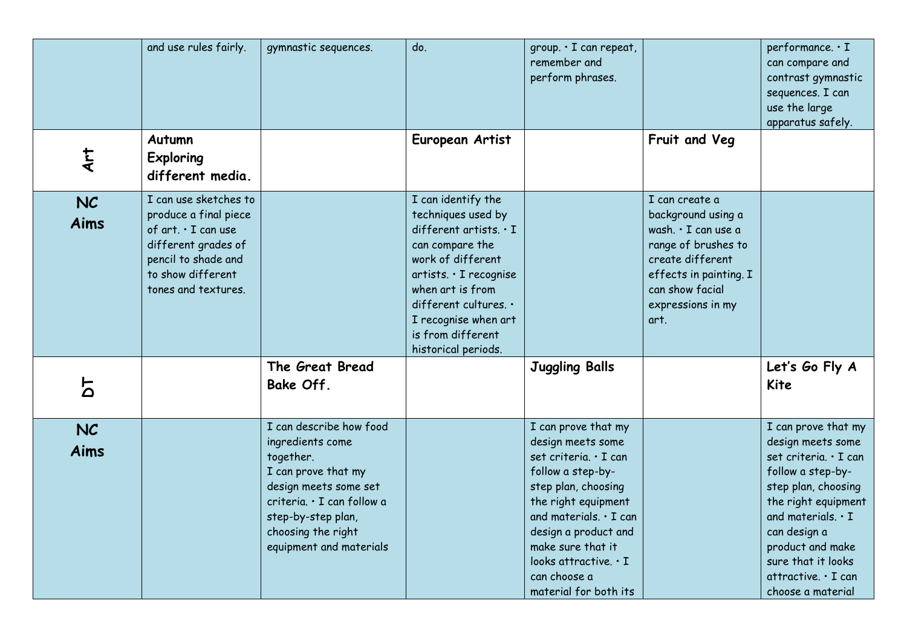| | | | | | | |
|---|---|---|---|---|---|---|
| | and use rules fairly. | gymnastic sequences. | do. | group. • I can repeat, remember and perform phrases. | | performance. • I can compare and contrast gymnastic sequences. I can use the large apparatus safely. |
| **Art** | **Autumn Exploring different media.** | | **European Artist** | | **Fruit and Veg** | |
| **NC Aims** | I can use sketches to produce a final piece of art. • I can use different grades of pencil to shade and to show different tones and textures. | | I can identify the techniques used by different artists. • I can compare the work of different artists. • I recognise when art is from different cultures. • I recognise when art is from different historical periods. | | I can create a background using a wash. • I can use a range of brushes to create different effects in painting. I can show facial expressions in my art. | |
| **DT** | | **The Great Bread Bake Off.** | | **Juggling Balls** | | **Let's Go Fly A Kite** |
| **NC Aims** | | I can describe how food ingredients come together.<br>I can prove that my design meets some set criteria. • I can follow a step-by-step plan, choosing the right equipment and materials | | I can prove that my design meets some set criteria. • I can follow a step-by-step plan, choosing the right equipment and materials. • I can design a product and make sure that it looks attractive. • I can choose a material for both its | | I can prove that my design meets some set criteria. • I can follow a step-by-step plan, choosing the right equipment and materials. • I can design a product and make sure that it looks attractive. • I can choose a material |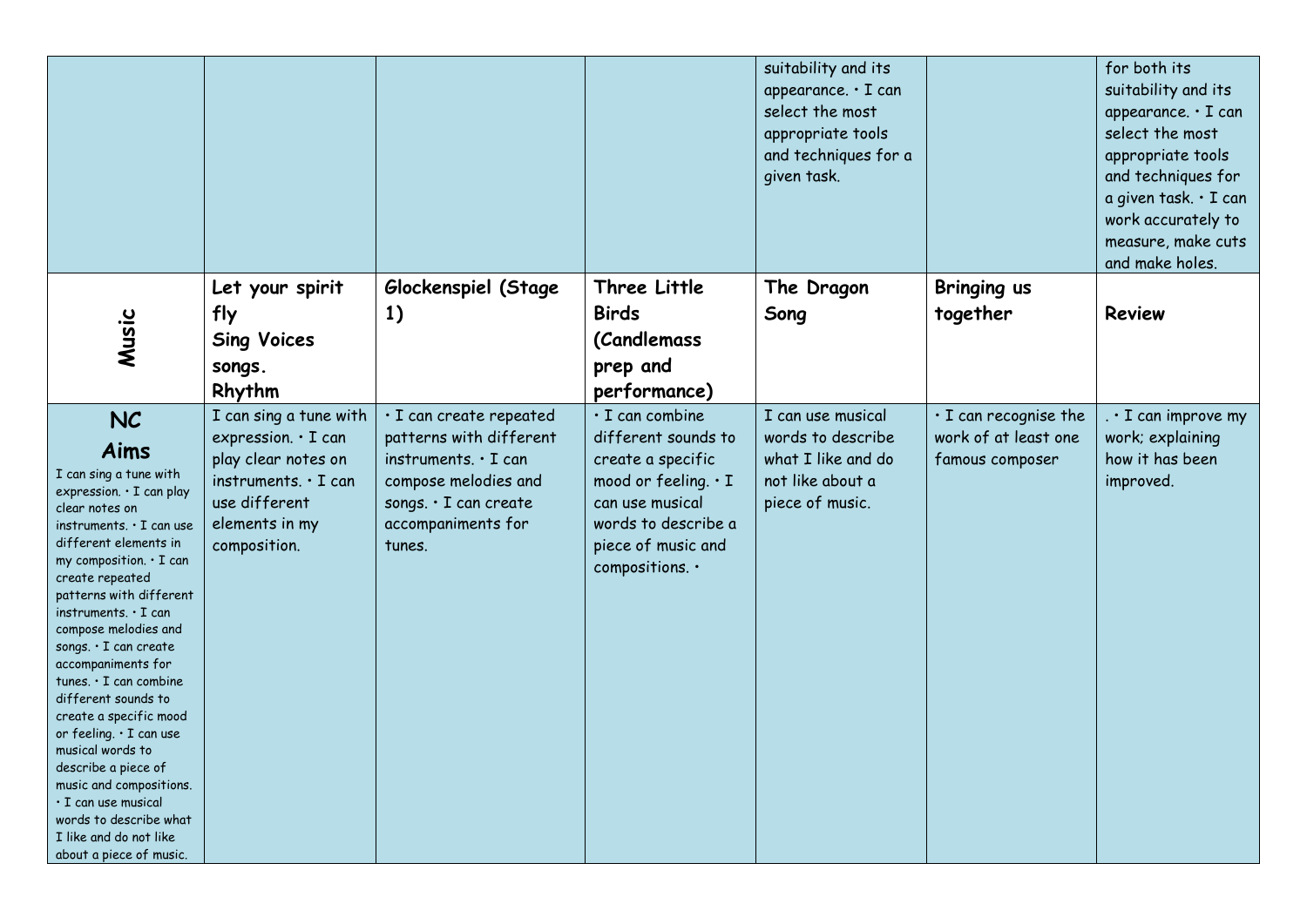| | | | | | | |
|---|---|---|---|---|---|---|
| | | | | suitability and its appearance. • I can select the most appropriate tools and techniques for a given task. | | for both its suitability and its appearance. • I can select the most appropriate tools and techniques for a given task. • I can work accurately to measure, make cuts and make holes. |
| **Music** | **Let your spirit fly Sing Voices songs. Rhythm** | **Glockenspiel (Stage 1)** | **Three Little Birds (Candlemass prep and performance)** | **The Dragon Song** | **Bringing us together** | **Review** |
| **NC Aims** I can sing a tune with expression. • I can play clear notes on instruments. • I can use different elements in my composition. • I can create repeated patterns with different instruments. • I can compose melodies and songs. • I can create accompaniments for tunes. • I can combine different sounds to create a specific mood or feeling. • I can use musical words to describe a piece of music and compositions. • I can use musical words to describe what I like and do not like about a piece of music. | I can sing a tune with expression. • I can play clear notes on instruments. • I can use different elements in my composition. | • I can create repeated patterns with different instruments. • I can compose melodies and songs. • I can create accompaniments for tunes. | • I can combine different sounds to create a specific mood or feeling. • I can use musical words to describe a piece of music and compositions. • | I can use musical words to describe what I like and do not like about a piece of music. | • I can recognise the work of at least one famous composer | . • I can improve my work; explaining how it has been improved. |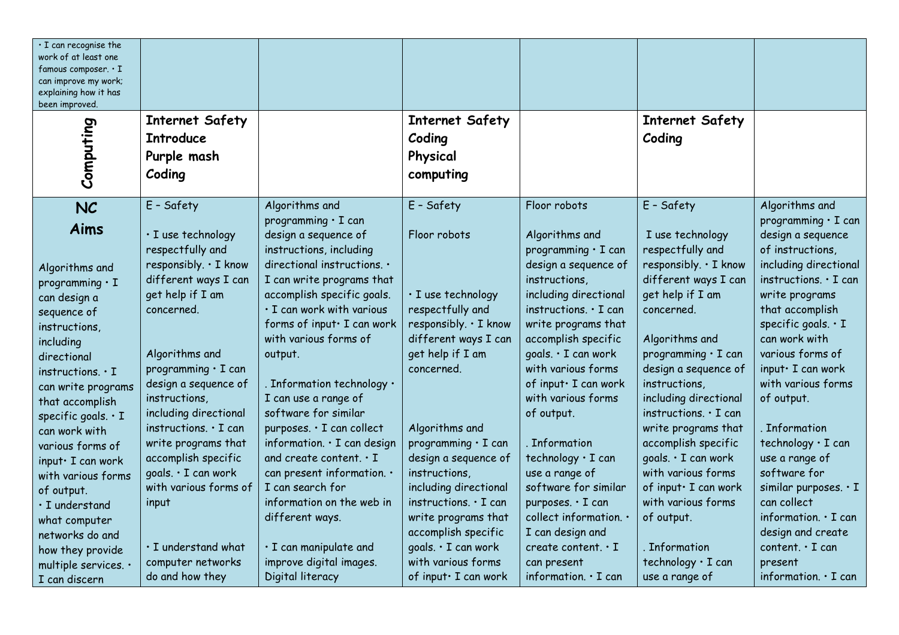| | | | | | | |
|---|---|---|---|---|---|---|
| • I can recognise the work of at least one famous composer. • I can improve my work; explaining how it has been improved. | | | | | | |
| **Computing** | **Internet Safety Introduce Purple mash Coding** | | **Internet Safety Coding Physical computing** | | **Internet Safety Coding** | |
| **NC Aims** Algorithms and programming • I can design a sequence of instructions, including directional instructions. • I can write programs that accomplish specific goals. • I can work with various forms of input• I can work with various forms of output. • I understand what computer networks do and how they provide multiple services. • I can discern | E – Safety • I use technology respectfully and responsibly. • I know different ways I can get help if I am concerned. Algorithms and programming • I can design a sequence of instructions, including directional instructions. • I can write programs that accomplish specific goals. • I can work with various forms of input • I understand what computer networks do and how they | Algorithms and programming • I can design a sequence of instructions, including directional instructions. • I can write programs that accomplish specific goals. • I can work with various forms of input• I can work with various forms of output. . Information technology • I can use a range of software for similar purposes. • I can collect information. • I can design and create content. • I can present information. • I can search for information on the web in different ways. • I can manipulate and improve digital images. Digital literacy | E – Safety Floor robots • I use technology respectfully and responsibly. • I know different ways I can get help if I am concerned. Algorithms and programming • I can design a sequence of instructions, including directional instructions. • I can write programs that accomplish specific goals. • I can work with various forms of input• I can work | Floor robots Algorithms and programming • I can design a sequence of instructions, including directional instructions. • I can write programs that accomplish specific goals. • I can work with various forms of input• I can work with various forms of output. . Information technology • I can use a range of software for similar purposes. • I can collect information. • I can design and create content. • I can present information. • I can | E – Safety I use technology respectfully and responsibly. • I know different ways I can get help if I am concerned. Algorithms and programming • I can design a sequence of instructions, including directional instructions. • I can write programs that accomplish specific goals. • I can work with various forms of input• I can work with various forms of output. . Information technology • I can use a range of | Algorithms and programming • I can design a sequence of instructions, including directional instructions. • I can write programs that accomplish specific goals. • I can work with various forms of input• I can work with various forms of output. . Information technology • I can use a range of software for similar purposes. • I can collect information. • I can design and create content. • I can present information. • I can |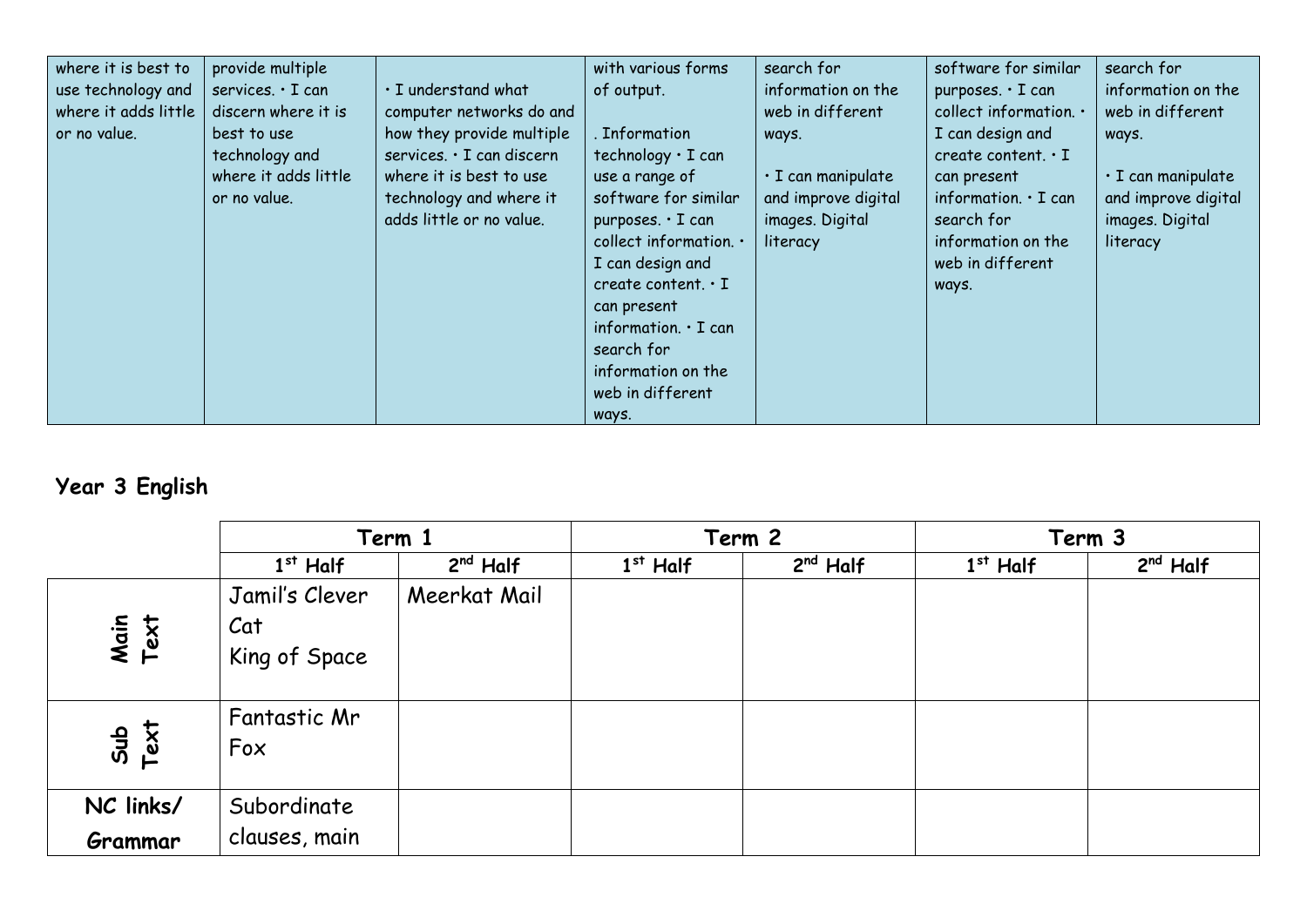| | | | | | | |
|---|---|---|---|---|---|---|
| where it is best to use technology and where it adds little or no value. | provide multiple services. • I can discern where it is best to use technology and where it adds little or no value. | • I understand what computer networks do and how they provide multiple services. • I can discern where it is best to use technology and where it adds little or no value. | with various forms of output.<br><br>. Information technology • I can use a range of software for similar purposes. • I can collect information. • I can design and create content. • I can present information. • I can search for information on the web in different ways. | search for information on the web in different ways.<br><br>• I can manipulate and improve digital images. Digital literacy | software for similar purposes. • I can collect information. • I can design and create content. • I can present information. • I can search for information on the web in different ways. | search for information on the web in different ways.<br><br>• I can manipulate and improve digital images. Digital literacy |

## Year 3 English

| | Term 1 | | Term 2 | | Term 3 | |
|---|---|---|---|---|---|---|
| | 1st Half | 2nd Half | 1st Half | 2nd Half | 1st Half | 2nd Half |
| **Main Text** | Jamil's Clever Cat<br>King of Space | Meerkat Mail | | | | |
| **Sub Text** | Fantastic Mr Fox | | | | | |
| **NC links/ Grammar** | Subordinate clauses, main | | | | | |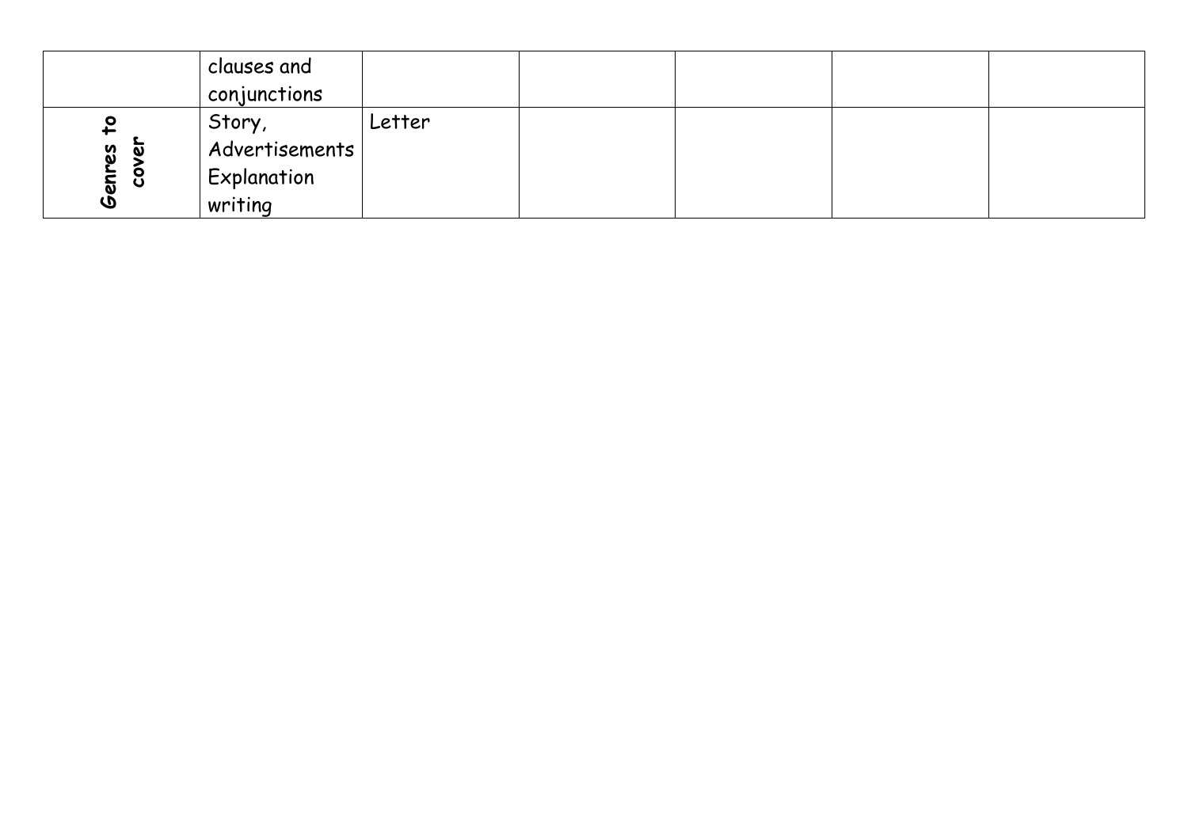| | | | | | | |
|---|---|---|---|---|---|---|
| | clauses and conjunctions | | | | | |
| **Genres to cover** | Story, Advertisements Explanation writing | Letter | | | | |